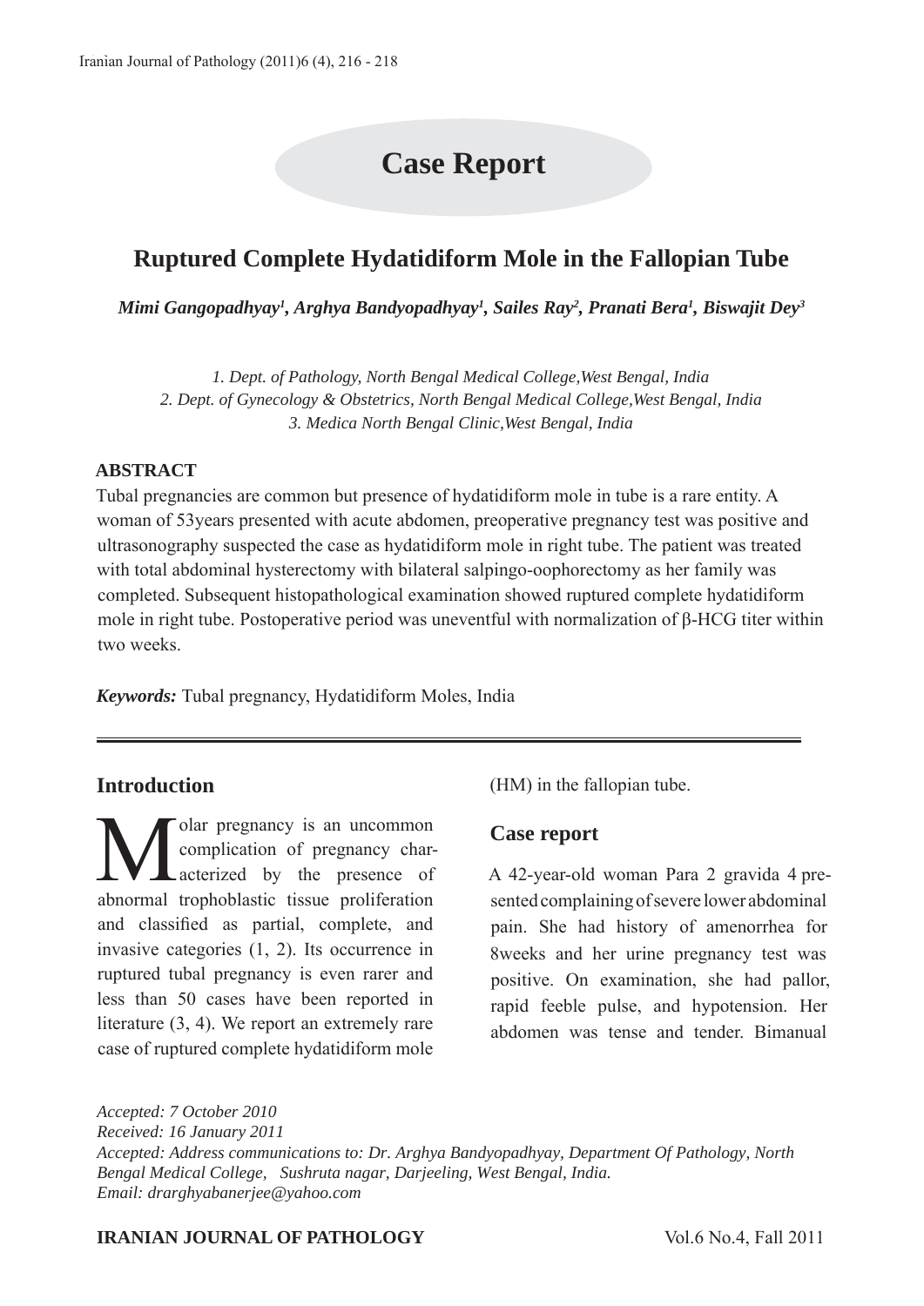# Case Report

## Ruptured Complete Hydatidiform Mole in the Fallopian Tube

***Mimi Gangopadhyay[1], Arghya Bandyopadhyay[1], Sailes Ray[2], Pranati Bera[1], Biswajit Dey[3]***

*1. Dept. of Pathology, North Bengal Medical College,West Bengal, India*
*2. Dept. of Gynecology & Obstetrics, North Bengal Medical College,West Bengal, India*
*3. Medica North Bengal Clinic,West Bengal, India*

### ABSTRACT

Tubal pregnancies are common but presence of hydatidiform mole in tube is a rare entity. A woman of 53years presented with acute abdomen, preoperative pregnancy test was positive and ultrasonography suspected the case as hydatidiform mole in right tube. The patient was treated with total abdominal hysterectomy with bilateral salpingo-oophorectomy as her family was completed. Subsequent histopathological examination showed ruptured complete hydatidiform mole in right tube. Postoperative period was uneventful with normalization of β-HCG titer within two weeks.

***Keywords:*** Tubal pregnancy, Hydatidiform Moles, India

## Introduction

Molar pregnancy is an uncommon complication of pregnancy characterized by the presence of abnormal trophoblastic tissue proliferation and classified as partial, complete, and invasive categories (1, 2). Its occurrence in ruptured tubal pregnancy is even rarer and less than 50 cases have been reported in literature (3, 4). We report an extremely rare case of ruptured complete hydatidiform mole (HM) in the fallopian tube.

## Case report

A 42-year-old woman Para 2 gravida 4 presented complaining of severe lower abdominal pain. She had history of amenorrhea for 8weeks and her urine pregnancy test was positive. On examination, she had pallor, rapid feeble pulse, and hypotension. Her abdomen was tense and tender. Bimanual

*Accepted: 7 October 2010*
*Received: 16 January 2011*
*Accepted: Address communications to: Dr. Arghya Bandyopadhyay, Department Of Pathology, North Bengal Medical College, Sushruta nagar, Darjeeling, West Bengal, India.*
*Email: drarghyabanerjee@yahoo.com*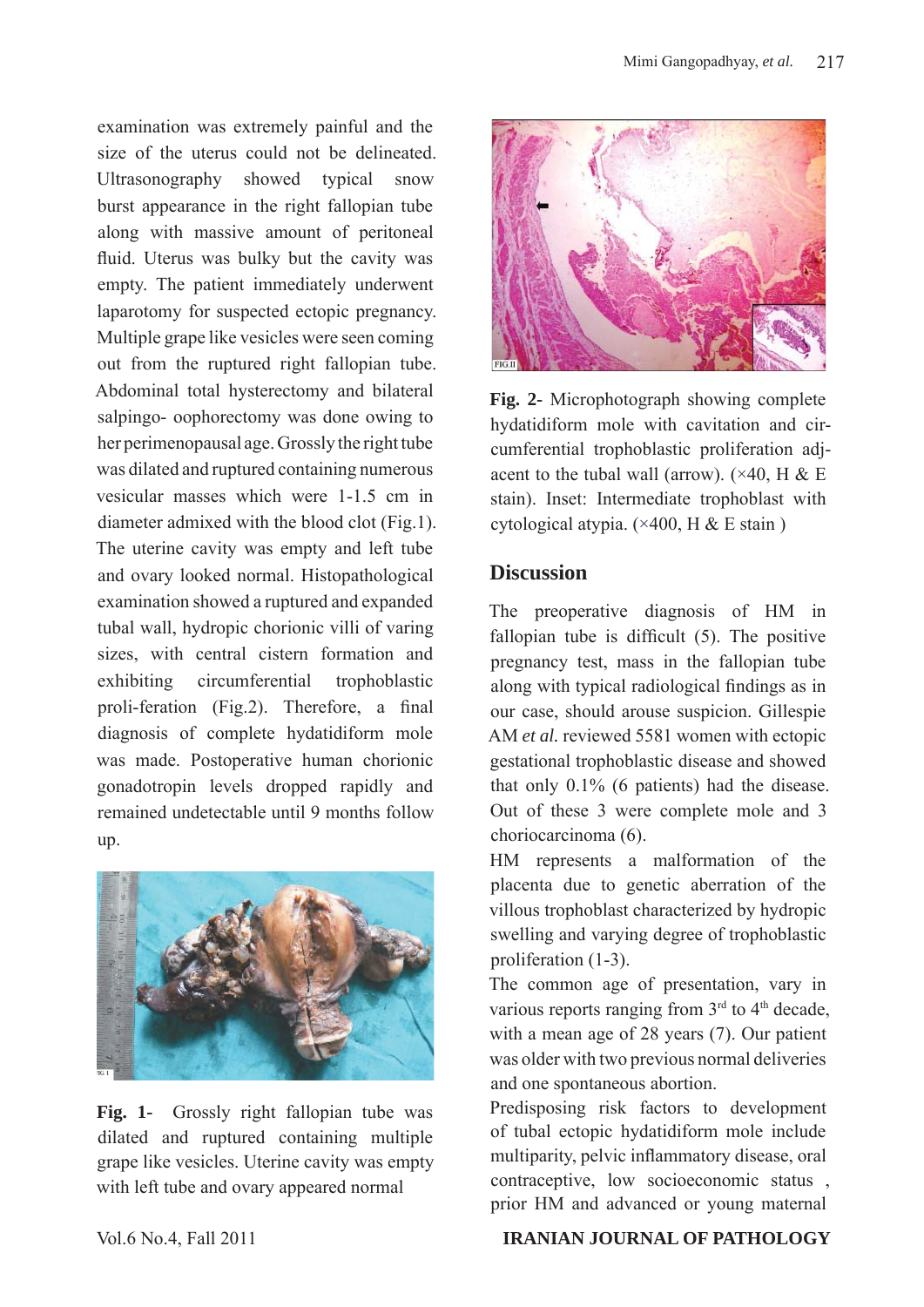examination was extremely painful and the size of the uterus could not be delineated. Ultrasonography showed typical snow burst appearance in the right fallopian tube along with massive amount of peritoneal fluid. Uterus was bulky but the cavity was empty. The patient immediately underwent laparotomy for suspected ectopic pregnancy. Multiple grape like vesicles were seen coming out from the ruptured right fallopian tube. Abdominal total hysterectomy and bilateral salpingo- oophorectomy was done owing to her perimenopausal age. Grossly the right tube was dilated and ruptured containing numerous vesicular masses which were 1-1.5 cm in diameter admixed with the blood clot (Fig.1). The uterine cavity was empty and left tube and ovary looked normal. Histopathological examination showed a ruptured and expanded tubal wall, hydropic chorionic villi of varing sizes, with central cistern formation and exhibiting circumferential trophoblastic proli-feration (Fig.2). Therefore, a final diagnosis of complete hydatidiform mole was made. Postoperative human chorionic gonadotropin levels dropped rapidly and remained undetectable until 9 months follow up.

**Fig. 1-** Grossly right fallopian tube was dilated and ruptured containing multiple grape like vesicles. Uterine cavity was empty with left tube and ovary appeared normal

**Fig. 2-** Microphotograph showing complete hydatidiform mole with cavitation and circumferential trophoblastic proliferation adjacent to the tubal wall (arrow). (×40, H & E stain). Inset: Intermediate trophoblast with cytological atypia. (×400, H & E stain )

## Discussion

The preoperative diagnosis of HM in fallopian tube is difficult (5). The positive pregnancy test, mass in the fallopian tube along with typical radiological findings as in our case, should arouse suspicion. Gillespie AM *et al.* reviewed 5581 women with ectopic gestational trophoblastic disease and showed that only 0.1% (6 patients) had the disease. Out of these 3 were complete mole and 3 choriocarcinoma (6).

HM represents a malformation of the placenta due to genetic aberration of the villous trophoblast characterized by hydropic swelling and varying degree of trophoblastic proliferation (1-3).

The common age of presentation, vary in various reports ranging from 3rd to 4th decade, with a mean age of 28 years (7). Our patient was older with two previous normal deliveries and one spontaneous abortion.

Predisposing risk factors to development of tubal ectopic hydatidiform mole include multiparity, pelvic inflammatory disease, oral contraceptive, low socioeconomic status , prior HM and advanced or young maternal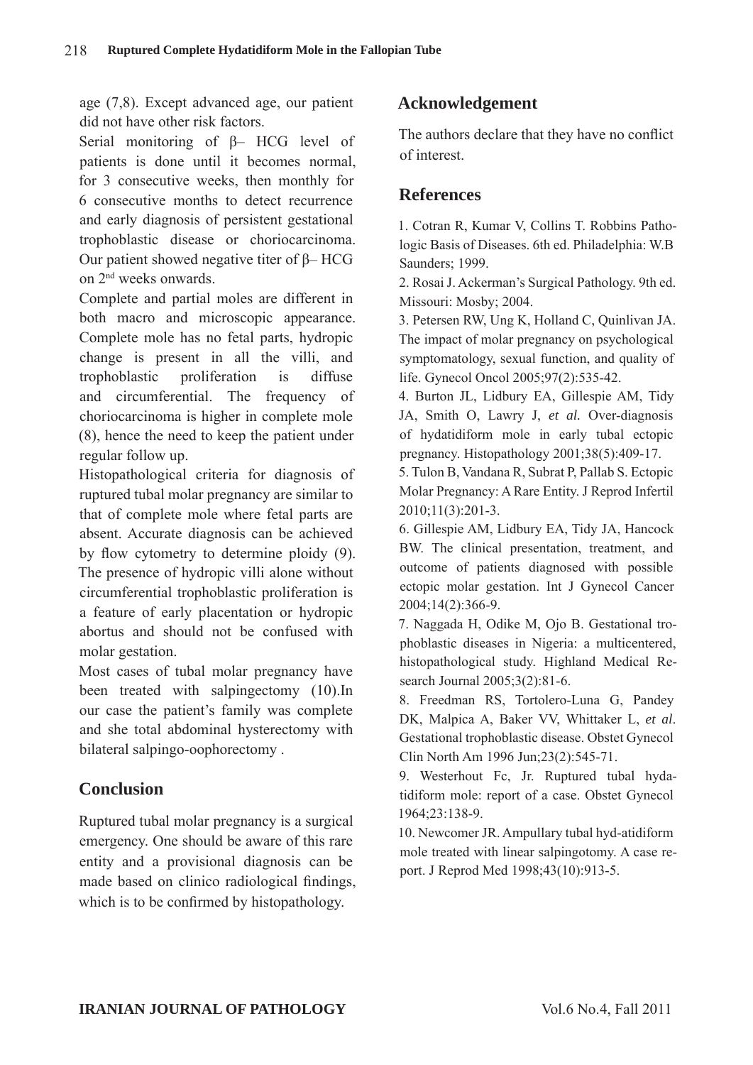age (7,8). Except advanced age, our patient did not have other risk factors.

Serial monitoring of β– HCG level of patients is done until it becomes normal, for 3 consecutive weeks, then monthly for 6 consecutive months to detect recurrence and early diagnosis of persistent gestational trophoblastic disease or choriocarcinoma. Our patient showed negative titer of β– HCG on 2nd weeks onwards.

Complete and partial moles are different in both macro and microscopic appearance. Complete mole has no fetal parts, hydropic change is present in all the villi, and trophoblastic proliferation is diffuse and circumferential. The frequency of choriocarcinoma is higher in complete mole (8), hence the need to keep the patient under regular follow up.

Histopathological criteria for diagnosis of ruptured tubal molar pregnancy are similar to that of complete mole where fetal parts are absent. Accurate diagnosis can be achieved by flow cytometry to determine ploidy (9). The presence of hydropic villi alone without circumferential trophoblastic proliferation is a feature of early placentation or hydropic abortus and should not be confused with molar gestation.

Most cases of tubal molar pregnancy have been treated with salpingectomy (10).In our case the patient's family was complete and she total abdominal hysterectomy with bilateral salpingo-oophorectomy .

## Conclusion

Ruptured tubal molar pregnancy is a surgical emergency. One should be aware of this rare entity and a provisional diagnosis can be made based on clinico radiological findings, which is to be confirmed by histopathology.

## Acknowledgement

The authors declare that they have no conflict of interest.

## References

1. Cotran R, Kumar V, Collins T. Robbins Pathologic Basis of Diseases. 6th ed. Philadelphia: W.B Saunders; 1999.
2. Rosai J. Ackerman's Surgical Pathology. 9th ed. Missouri: Mosby; 2004.
3. Petersen RW, Ung K, Holland C, Quinlivan JA. The impact of molar pregnancy on psychological symptomatology, sexual function, and quality of life. Gynecol Oncol 2005;97(2):535-42.
4. Burton JL, Lidbury EA, Gillespie AM, Tidy JA, Smith O, Lawry J, *et al.* Over-diagnosis of hydatidiform mole in early tubal ectopic pregnancy. Histopathology 2001;38(5):409-17.
5. Tulon B, Vandana R, Subrat P, Pallab S. Ectopic Molar Pregnancy: A Rare Entity. J Reprod Infertil 2010;11(3):201-3.
6. Gillespie AM, Lidbury EA, Tidy JA, Hancock BW. The clinical presentation, treatment, and outcome of patients diagnosed with possible ectopic molar gestation. Int J Gynecol Cancer 2004;14(2):366-9.
7. Naggada H, Odike M, Ojo B. Gestational trophoblastic diseases in Nigeria: a multicentered, histopathological study. Highland Medical Research Journal 2005;3(2):81-6.
8. Freedman RS, Tortolero-Luna G, Pandey DK, Malpica A, Baker VV, Whittaker L, *et al*. Gestational trophoblastic disease. Obstet Gynecol Clin North Am 1996 Jun;23(2):545-71.
9. Westerhout Fc, Jr. Ruptured tubal hydatidiform mole: report of a case. Obstet Gynecol 1964;23:138-9.
10. Newcomer JR. Ampullary tubal hyd-atidiform mole treated with linear salpingotomy. A case report. J Reprod Med 1998;43(10):913-5.